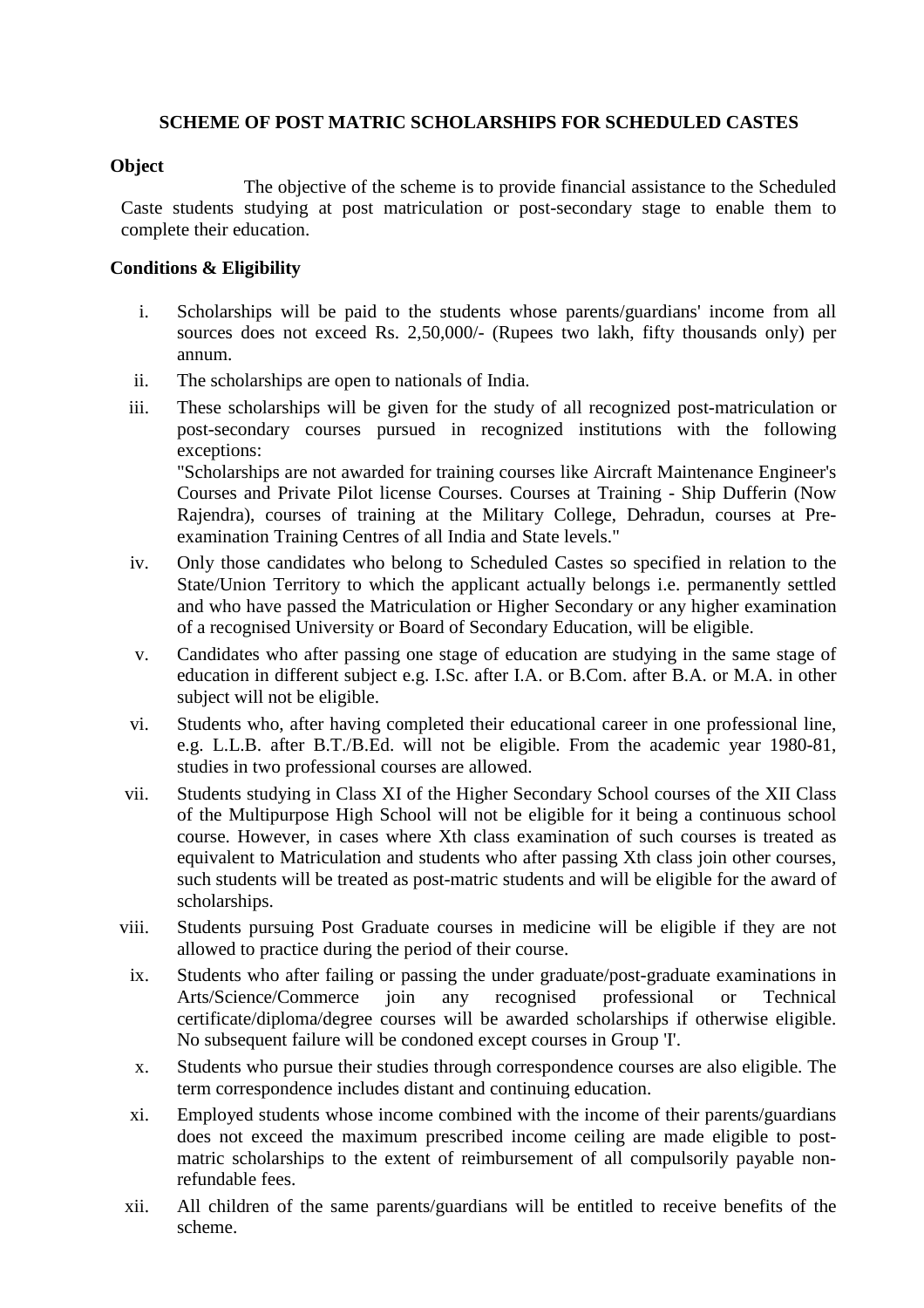# SCHEME OF POST MATRIC SCHOLARSHIPS FOR SCHEDULED CASTES

**Object**

The objective of the scheme is to provide financial assistance to the Scheduled Caste students studying at post matriculation or post-secondary stage to enable them to complete their education.

**Conditions & Eligibility**

i. Scholarships will be paid to the students whose parents/guardians' income from all sources does not exceed Rs. 2,50,000/- (Rupees two lakh, fifty thousands only) per annum.

ii. The scholarships are open to nationals of India.

iii. These scholarships will be given for the study of all recognized post-matriculation or post-secondary courses pursued in recognized institutions with the following exceptions:
"Scholarships are not awarded for training courses like Aircraft Maintenance Engineer's Courses and Private Pilot license Courses. Courses at Training - Ship Dufferin (Now Rajendra), courses of training at the Military College, Dehradun, courses at Pre-examination Training Centres of all India and State levels."

iv. Only those candidates who belong to Scheduled Castes so specified in relation to the State/Union Territory to which the applicant actually belongs i.e. permanently settled and who have passed the Matriculation or Higher Secondary or any higher examination of a recognised University or Board of Secondary Education, will be eligible.

v. Candidates who after passing one stage of education are studying in the same stage of education in different subject e.g. I.Sc. after I.A. or B.Com. after B.A. or M.A. in other subject will not be eligible.

vi. Students who, after having completed their educational career in one professional line, e.g. L.L.B. after B.T./B.Ed. will not be eligible. From the academic year 1980-81, studies in two professional courses are allowed.

vii. Students studying in Class XI of the Higher Secondary School courses of the XII Class of the Multipurpose High School will not be eligible for it being a continuous school course. However, in cases where Xth class examination of such courses is treated as equivalent to Matriculation and students who after passing Xth class join other courses, such students will be treated as post-matric students and will be eligible for the award of scholarships.

viii. Students pursuing Post Graduate courses in medicine will be eligible if they are not allowed to practice during the period of their course.

ix. Students who after failing or passing the under graduate/post-graduate examinations in Arts/Science/Commerce join any recognised professional or Technical certificate/diploma/degree courses will be awarded scholarships if otherwise eligible. No subsequent failure will be condoned except courses in Group 'I'.

x. Students who pursue their studies through correspondence courses are also eligible. The term correspondence includes distant and continuing education.

xi. Employed students whose income combined with the income of their parents/guardians does not exceed the maximum prescribed income ceiling are made eligible to post-matric scholarships to the extent of reimbursement of all compulsorily payable non-refundable fees.

xii. All children of the same parents/guardians will be entitled to receive benefits of the scheme.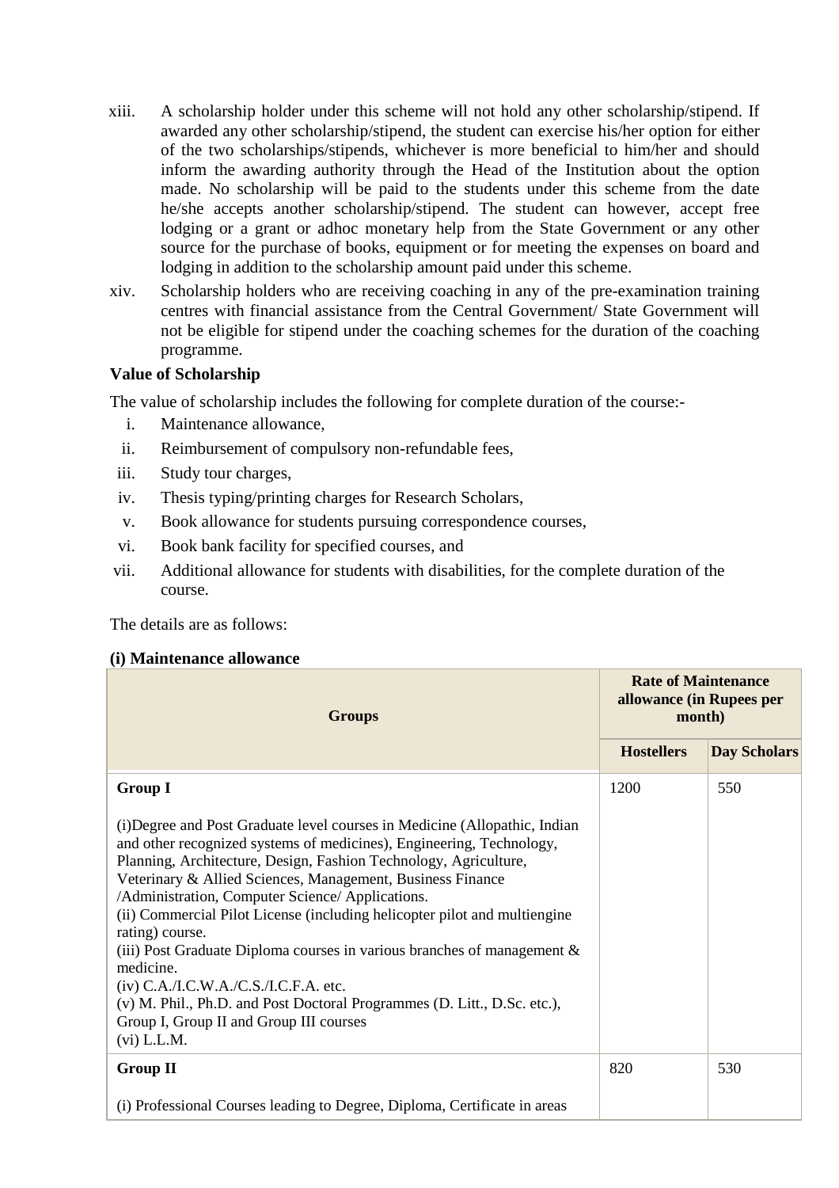xiii. A scholarship holder under this scheme will not hold any other scholarship/stipend. If awarded any other scholarship/stipend, the student can exercise his/her option for either of the two scholarships/stipends, whichever is more beneficial to him/her and should inform the awarding authority through the Head of the Institution about the option made. No scholarship will be paid to the students under this scheme from the date he/she accepts another scholarship/stipend. The student can however, accept free lodging or a grant or adhoc monetary help from the State Government or any other source for the purchase of books, equipment or for meeting the expenses on board and lodging in addition to the scholarship amount paid under this scheme.

xiv. Scholarship holders who are receiving coaching in any of the pre-examination training centres with financial assistance from the Central Government/ State Government will not be eligible for stipend under the coaching schemes for the duration of the coaching programme.

**Value of Scholarship**

The value of scholarship includes the following for complete duration of the course:-

i. Maintenance allowance,
ii. Reimbursement of compulsory non-refundable fees,
iii. Study tour charges,
iv. Thesis typing/printing charges for Research Scholars,
v. Book allowance for students pursuing correspondence courses,
vi. Book bank facility for specified courses, and
vii. Additional allowance for students with disabilities, for the complete duration of the course.

The details are as follows:

**(i) Maintenance allowance**

| Groups | Rate of Maintenance allowance (in Rupees per month) | |
|---|---|---|
| | Hostellers | Day Scholars |
| **Group I**<br><br>(i)Degree and Post Graduate level courses in Medicine (Allopathic, Indian and other recognized systems of medicines), Engineering, Technology, Planning, Architecture, Design, Fashion Technology, Agriculture, Veterinary & Allied Sciences, Management, Business Finance /Administration, Computer Science/ Applications.<br>(ii) Commercial Pilot License (including helicopter pilot and multiengine rating) course.<br>(iii) Post Graduate Diploma courses in various branches of management & medicine.<br>(iv) C.A./I.C.W.A./C.S./I.C.F.A. etc.<br>(v) M. Phil., Ph.D. and Post Doctoral Programmes (D. Litt., D.Sc. etc.), Group I, Group II and Group III courses<br>(vi) L.L.M. | 1200 | 550 |
| **Group II**<br><br>(i) Professional Courses leading to Degree, Diploma, Certificate in areas | 820 | 530 |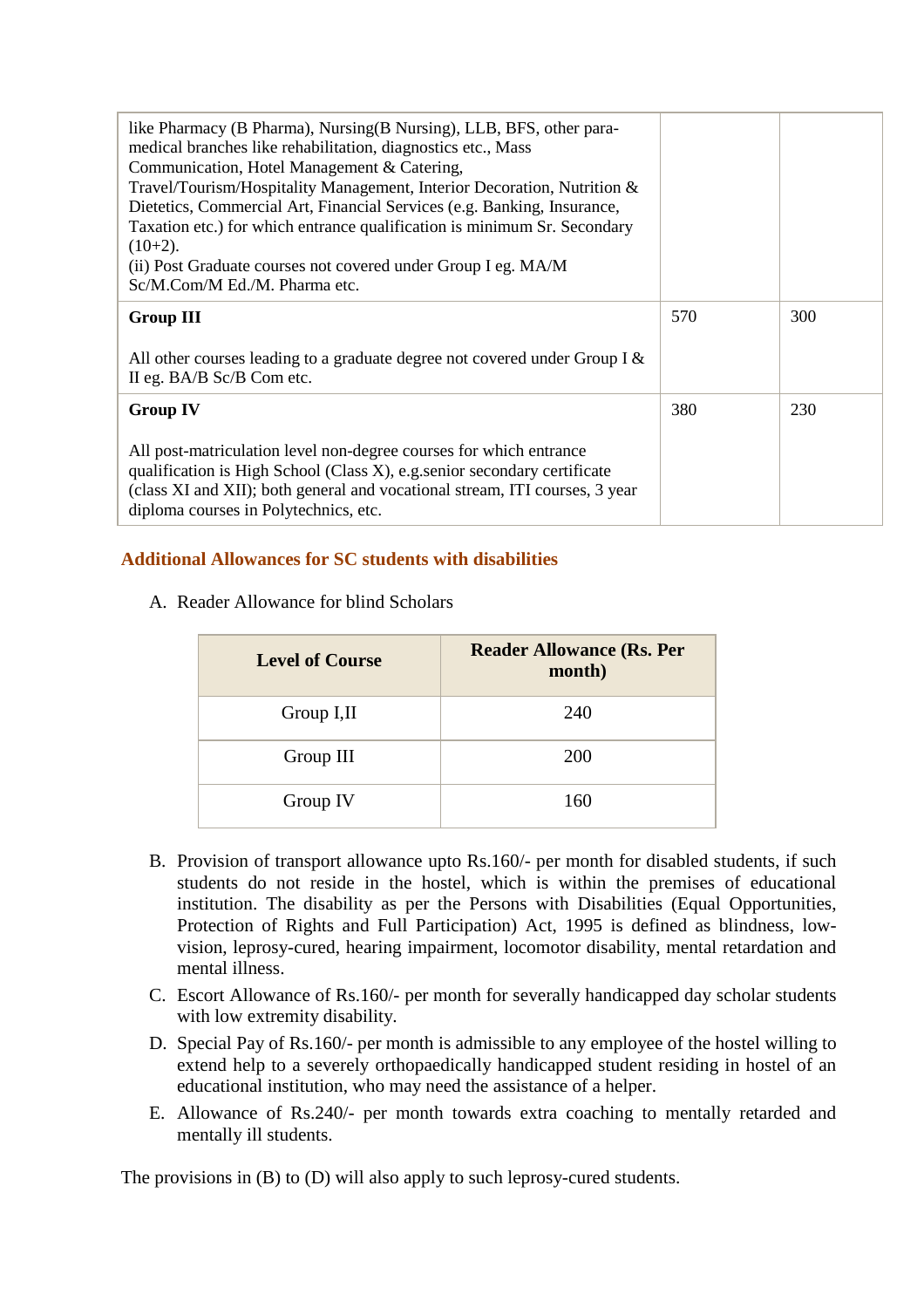| | | |
|---|---|---|
| like Pharmacy (B Pharma), Nursing(B Nursing), LLB, BFS, other para-medical branches like rehabilitation, diagnostics etc., Mass Communication, Hotel Management & Catering, Travel/Tourism/Hospitality Management, Interior Decoration, Nutrition & Dietetics, Commercial Art, Financial Services (e.g. Banking, Insurance, Taxation etc.) for which entrance qualification is minimum Sr. Secondary (10+2).<br>(ii) Post Graduate courses not covered under Group I eg. MA/M Sc/M.Com/M Ed./M. Pharma etc. | | |
| **Group III**<br><br>All other courses leading to a graduate degree not covered under Group I & II eg. BA/B Sc/B Com etc. | 570 | 300 |
| **Group IV**<br><br>All post-matriculation level non-degree courses for which entrance qualification is High School (Class X), e.g.senior secondary certificate (class XI and XII); both general and vocational stream, ITI courses, 3 year diploma courses in Polytechnics, etc. | 380 | 230 |

### Additional Allowances for SC students with disabilities

A. Reader Allowance for blind Scholars

| Level of Course | Reader Allowance (Rs. Per month) |
|---|---|
| Group I,II | 240 |
| Group III | 200 |
| Group IV | 160 |

B. Provision of transport allowance upto Rs.160/- per month for disabled students, if such students do not reside in the hostel, which is within the premises of educational institution. The disability as per the Persons with Disabilities (Equal Opportunities, Protection of Rights and Full Participation) Act, 1995 is defined as blindness, low-vision, leprosy-cured, hearing impairment, locomotor disability, mental retardation and mental illness.

C. Escort Allowance of Rs.160/- per month for severally handicapped day scholar students with low extremity disability.

D. Special Pay of Rs.160/- per month is admissible to any employee of the hostel willing to extend help to a severely orthopaedically handicapped student residing in hostel of an educational institution, who may need the assistance of a helper.

E. Allowance of Rs.240/- per month towards extra coaching to mentally retarded and mentally ill students.

The provisions in (B) to (D) will also apply to such leprosy-cured students.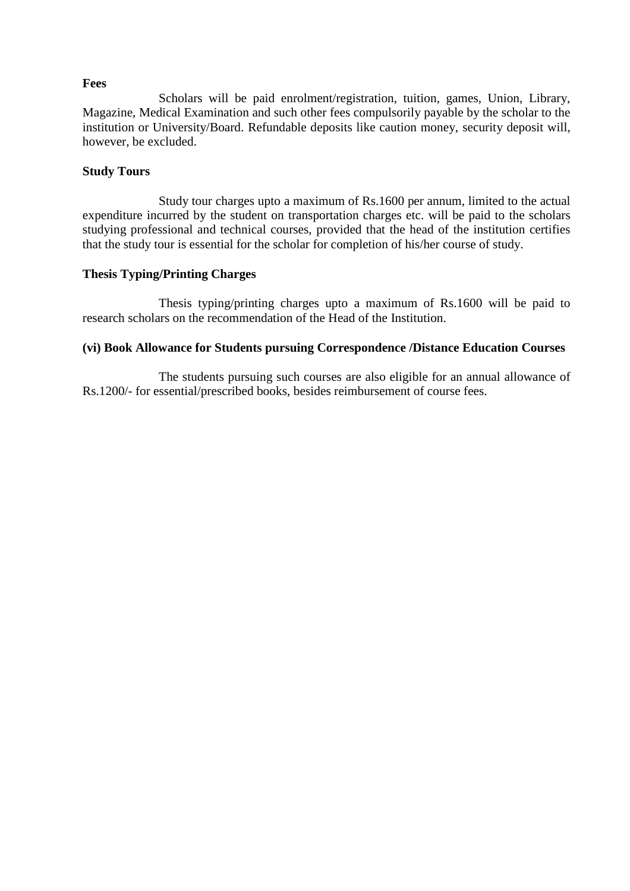**Fees**

Scholars will be paid enrolment/registration, tuition, games, Union, Library, Magazine, Medical Examination and such other fees compulsorily payable by the scholar to the institution or University/Board. Refundable deposits like caution money, security deposit will, however, be excluded.

**Study Tours**

Study tour charges upto a maximum of Rs.1600 per annum, limited to the actual expenditure incurred by the student on transportation charges etc. will be paid to the scholars studying professional and technical courses, provided that the head of the institution certifies that the study tour is essential for the scholar for completion of his/her course of study.

**Thesis Typing/Printing Charges**

Thesis typing/printing charges upto a maximum of Rs.1600 will be paid to research scholars on the recommendation of the Head of the Institution.

**(vi) Book Allowance for Students pursuing Correspondence /Distance Education Courses**

The students pursuing such courses are also eligible for an annual allowance of Rs.1200/- for essential/prescribed books, besides reimbursement of course fees.